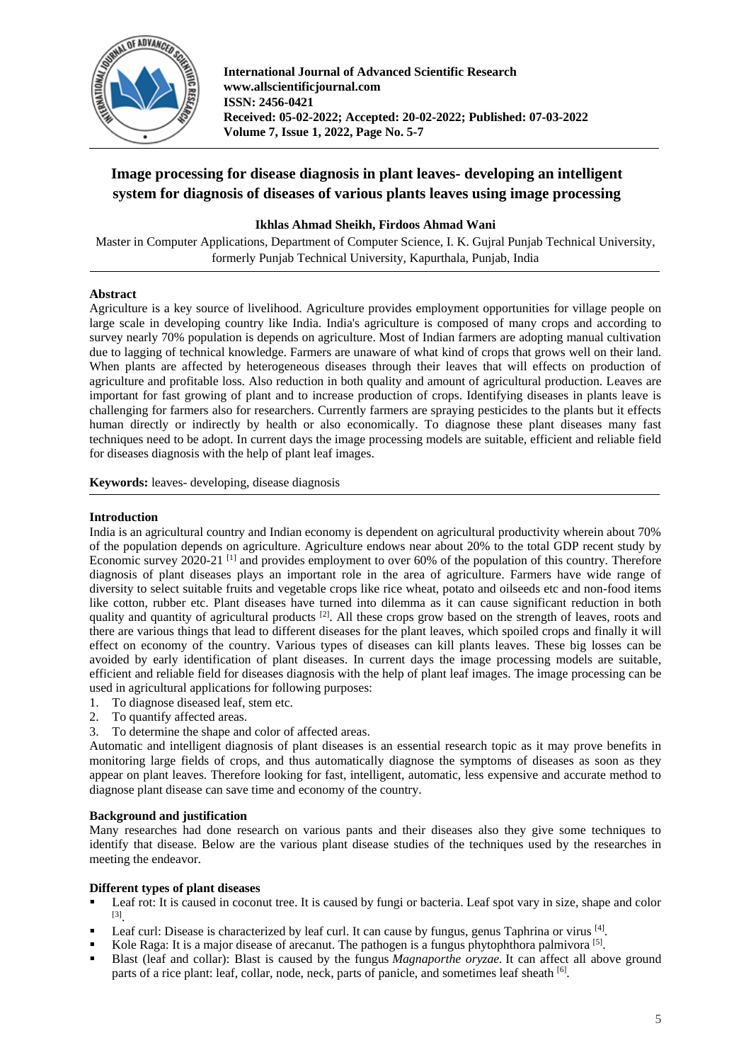# Image processing for disease diagnosis in plant leaves- developing an intelligent system for diagnosis of diseases of various plants leaves using image processing

**Ikhlas Ahmad Sheikh, Firdoos Ahmad Wani**

Master in Computer Applications, Department of Computer Science, I. K. Gujral Punjab Technical University, formerly Punjab Technical University, Kapurthala, Punjab, India

## Abstract

Agriculture is a key source of livelihood. Agriculture provides employment opportunities for village people on large scale in developing country like India. India's agriculture is composed of many crops and according to survey nearly 70% population is depends on agriculture. Most of Indian farmers are adopting manual cultivation due to lagging of technical knowledge. Farmers are unaware of what kind of crops that grows well on their land. When plants are affected by heterogeneous diseases through their leaves that will effects on production of agriculture and profitable loss. Also reduction in both quality and amount of agricultural production. Leaves are important for fast growing of plant and to increase production of crops. Identifying diseases in plants leave is challenging for farmers also for researchers. Currently farmers are spraying pesticides to the plants but it effects human directly or indirectly by health or also economically. To diagnose these plant diseases many fast techniques need to be adopt. In current days the image processing models are suitable, efficient and reliable field for diseases diagnosis with the help of plant leaf images.

**Keywords:** leaves- developing, disease diagnosis

## Introduction

India is an agricultural country and Indian economy is dependent on agricultural productivity wherein about 70% of the population depends on agriculture. Agriculture endows near about 20% to the total GDP recent study by Economic survey 2020-21 [1] and provides employment to over 60% of the population of this country. Therefore diagnosis of plant diseases plays an important role in the area of agriculture. Farmers have wide range of diversity to select suitable fruits and vegetable crops like rice wheat, potato and oilseeds etc and non-food items like cotton, rubber etc. Plant diseases have turned into dilemma as it can cause significant reduction in both quality and quantity of agricultural products [2]. All these crops grow based on the strength of leaves, roots and there are various things that lead to different diseases for the plant leaves, which spoiled crops and finally it will effect on economy of the country. Various types of diseases can kill plants leaves. These big losses can be avoided by early identification of plant diseases. In current days the image processing models are suitable, efficient and reliable field for diseases diagnosis with the help of plant leaf images. The image processing can be used in agricultural applications for following purposes:

1. To diagnose diseased leaf, stem etc.
2. To quantify affected areas.
3. To determine the shape and color of affected areas.

Automatic and intelligent diagnosis of plant diseases is an essential research topic as it may prove benefits in monitoring large fields of crops, and thus automatically diagnose the symptoms of diseases as soon as they appear on plant leaves. Therefore looking for fast, intelligent, automatic, less expensive and accurate method to diagnose plant disease can save time and economy of the country.

### Background and justification

Many researches had done research on various pants and their diseases also they give some techniques to identify that disease. Below are the various plant disease studies of the techniques used by the researches in meeting the endeavor.

### Different types of plant diseases

- Leaf rot: It is caused in coconut tree. It is caused by fungi or bacteria. Leaf spot vary in size, shape and color [3].
- Leaf curl: Disease is characterized by leaf curl. It can cause by fungus, genus Taphrina or virus [4].
- Kole Raga: It is a major disease of arecanut. The pathogen is a fungus phytophthora palmivora [5].
- Blast (leaf and collar): Blast is caused by the fungus *Magnaporthe oryzae*. It can affect all above ground parts of a rice plant: leaf, collar, node, neck, parts of panicle, and sometimes leaf sheath [6].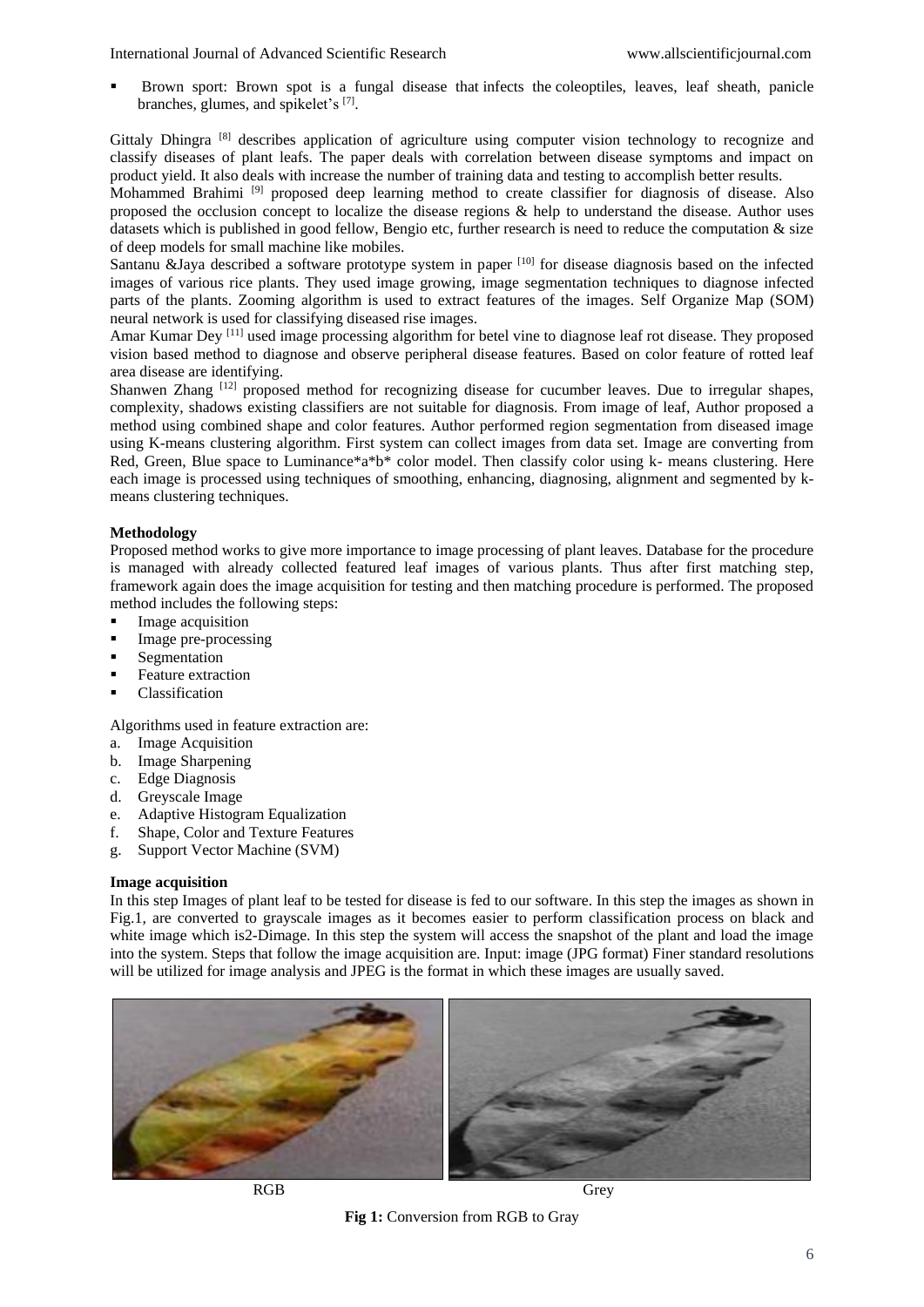- Brown sport: Brown spot is a fungal disease that infects the coleoptiles, leaves, leaf sheath, panicle branches, glumes, and spikelet's [7].

Gittaly Dhingra [8] describes application of agriculture using computer vision technology to recognize and classify diseases of plant leafs. The paper deals with correlation between disease symptoms and impact on product yield. It also deals with increase the number of training data and testing to accomplish better results.

Mohammed Brahimi [9] proposed deep learning method to create classifier for diagnosis of disease. Also proposed the occlusion concept to localize the disease regions & help to understand the disease. Author uses datasets which is published in good fellow, Bengio etc, further research is need to reduce the computation & size of deep models for small machine like mobiles.

Santanu &Jaya described a software prototype system in paper [10] for disease diagnosis based on the infected images of various rice plants. They used image growing, image segmentation techniques to diagnose infected parts of the plants. Zooming algorithm is used to extract features of the images. Self Organize Map (SOM) neural network is used for classifying diseased rise images.

Amar Kumar Dey [11] used image processing algorithm for betel vine to diagnose leaf rot disease. They proposed vision based method to diagnose and observe peripheral disease features. Based on color feature of rotted leaf area disease are identifying.

Shanwen Zhang [12] proposed method for recognizing disease for cucumber leaves. Due to irregular shapes, complexity, shadows existing classifiers are not suitable for diagnosis. From image of leaf, Author proposed a method using combined shape and color features. Author performed region segmentation from diseased image using K-means clustering algorithm. First system can collect images from data set. Image are converting from Red, Green, Blue space to Luminance*a*b* color model. Then classify color using k- means clustering. Here each image is processed using techniques of smoothing, enhancing, diagnosing, alignment and segmented by k-means clustering techniques.

**Methodology**

Proposed method works to give more importance to image processing of plant leaves. Database for the procedure is managed with already collected featured leaf images of various plants. Thus after first matching step, framework again does the image acquisition for testing and then matching procedure is performed. The proposed method includes the following steps:

- Image acquisition
- Image pre-processing
- Segmentation
- Feature extraction
- Classification

Algorithms used in feature extraction are:

a. Image Acquisition
b. Image Sharpening
c. Edge Diagnosis
d. Greyscale Image
e. Adaptive Histogram Equalization
f. Shape, Color and Texture Features
g. Support Vector Machine (SVM)

**Image acquisition**

In this step Images of plant leaf to be tested for disease is fed to our software. In this step the images as shown in Fig.1, are converted to grayscale images as it becomes easier to perform classification process on black and white image which is2-Dimage. In this step the system will access the snapshot of the plant and load the image into the system. Steps that follow the image acquisition are. Input: image (JPG format) Finer standard resolutions will be utilized for image analysis and JPEG is the format in which these images are usually saved.

RGB Grey

**Fig 1:** Conversion from RGB to Gray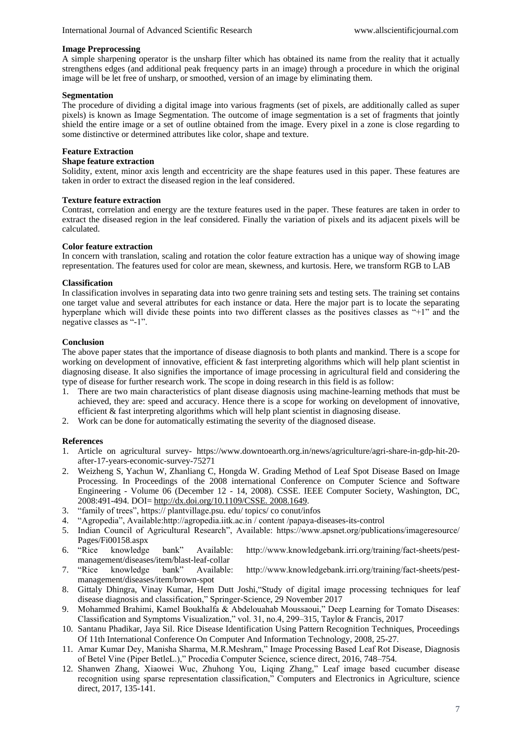**Image Preprocessing**

A simple sharpening operator is the unsharp filter which has obtained its name from the reality that it actually strengthens edges (and additional peak frequency parts in an image) through a procedure in which the original image will be let free of unsharp, or smoothed, version of an image by eliminating them.

**Segmentation**

The procedure of dividing a digital image into various fragments (set of pixels, are additionally called as super pixels) is known as Image Segmentation. The outcome of image segmentation is a set of fragments that jointly shield the entire image or a set of outline obtained from the image. Every pixel in a zone is close regarding to some distinctive or determined attributes like color, shape and texture.

**Feature Extraction**

**Shape feature extraction**

Solidity, extent, minor axis length and eccentricity are the shape features used in this paper. These features are taken in order to extract the diseased region in the leaf considered.

**Texture feature extraction**

Contrast, correlation and energy are the texture features used in the paper. These features are taken in order to extract the diseased region in the leaf considered. Finally the variation of pixels and its adjacent pixels will be calculated.

**Color feature extraction**

In concern with translation, scaling and rotation the color feature extraction has a unique way of showing image representation. The features used for color are mean, skewness, and kurtosis. Here, we transform RGB to LAB

**Classification**

In classification involves in separating data into two genre training sets and testing sets. The training set contains one target value and several attributes for each instance or data. Here the major part is to locate the separating hyperplane which will divide these points into two different classes as the positives classes as "+1" and the negative classes as "-1".

**Conclusion**

The above paper states that the importance of disease diagnosis to both plants and mankind. There is a scope for working on development of innovative, efficient & fast interpreting algorithms which will help plant scientist in diagnosing disease. It also signifies the importance of image processing in agricultural field and considering the type of disease for further research work. The scope in doing research in this field is as follow:

1. There are two main characteristics of plant disease diagnosis using machine-learning methods that must be achieved, they are: speed and accuracy. Hence there is a scope for working on development of innovative, efficient & fast interpreting algorithms which will help plant scientist in diagnosing disease.
2. Work can be done for automatically estimating the severity of the diagnosed disease.

**References**

1. Article on agricultural survey- https://www.downtoearth.org.in/news/agriculture/agri-share-in-gdp-hit-20-after-17-years-economic-survey-75271
2. Weizheng S, Yachun W, Zhanliang C, Hongda W. Grading Method of Leaf Spot Disease Based on Image Processing. In Proceedings of the 2008 international Conference on Computer Science and Software Engineering - Volume 06 (December 12 - 14, 2008). CSSE. IEEE Computer Society, Washington, DC, 2008:491-494. DOI= http://dx.doi.org/10.1109/CSSE. 2008.1649.
3. "family of trees", https:// plantvillage.psu. edu/ topics/ co conut/infos
4. "Agropedia", Available:http://agropedia.iitk.ac.in / content /papaya-diseases-its-control
5. Indian Council of Agricultural Research", Available: https://www.apsnet.org/publications/imageresource/ Pages/Fi00158.aspx
6. "Rice knowledge bank" Available: http://www.knowledgebank.irri.org/training/fact-sheets/pest-management/diseases/item/blast-leaf-collar
7. "Rice knowledge bank" Available: http://www.knowledgebank.irri.org/training/fact-sheets/pest-management/diseases/item/brown-spot
8. Gittaly Dhingra, Vinay Kumar, Hem Dutt Joshi,"Study of digital image processing techniques for leaf disease diagnosis and classification," Springer-Science, 29 November 2017
9. Mohammed Brahimi, Kamel Boukhalfa & Abdelouahab Moussaoui," Deep Learning for Tomato Diseases: Classification and Symptoms Visualization," vol. 31, no.4, 299–315, Taylor & Francis, 2017
10. Santanu Phadikar, Jaya Sil. Rice Disease Identification Using Pattern Recognition Techniques, Proceedings Of 11th International Conference On Computer And Information Technology, 2008, 25-27.
11. Amar Kumar Dey, Manisha Sharma, M.R.Meshram," Image Processing Based Leaf Rot Disease, Diagnosis of Betel Vine (Piper BetleL.)," Procedia Computer Science, science direct, 2016, 748–754.
12. Shanwen Zhang, Xiaowei Wuc, Zhuhong You, Liqing Zhang," Leaf image based cucumber disease recognition using sparse representation classification," Computers and Electronics in Agriculture, science direct, 2017, 135-141.